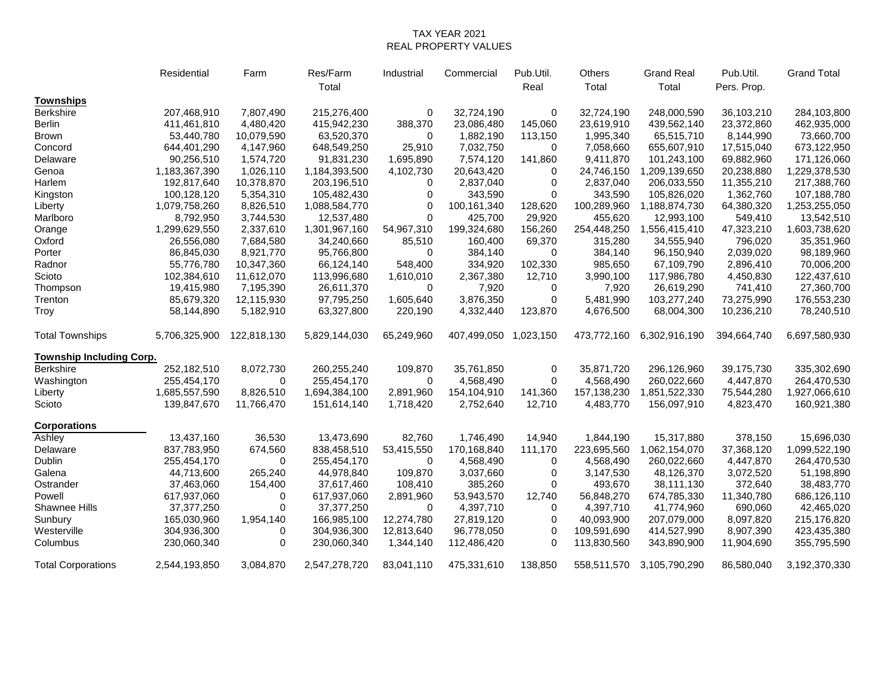# TAX YEAR 2021
## REAL PROPERTY VALUES

| | Residential | Farm | Res/Farm Total | Industrial | Commercial | Pub.Util. Real | Others Total | Grand Real Total | Pub.Util. Pers. Prop. | Grand Total |
|---|---|---|---|---|---|---|---|---|---|---|
| **Townships** | | | | | | | | | | |
| Berkshire | 207,468,910 | 7,807,490 | 215,276,400 | 0 | 32,724,190 | 0 | 32,724,190 | 248,000,590 | 36,103,210 | 284,103,800 |
| Berlin | 411,461,810 | 4,480,420 | 415,942,230 | 388,370 | 23,086,480 | 145,060 | 23,619,910 | 439,562,140 | 23,372,860 | 462,935,000 |
| Brown | 53,440,780 | 10,079,590 | 63,520,370 | 0 | 1,882,190 | 113,150 | 1,995,340 | 65,515,710 | 8,144,990 | 73,660,700 |
| Concord | 644,401,290 | 4,147,960 | 648,549,250 | 25,910 | 7,032,750 | 0 | 7,058,660 | 655,607,910 | 17,515,040 | 673,122,950 |
| Delaware | 90,256,510 | 1,574,720 | 91,831,230 | 1,695,890 | 7,574,120 | 141,860 | 9,411,870 | 101,243,100 | 69,882,960 | 171,126,060 |
| Genoa | 1,183,367,390 | 1,026,110 | 1,184,393,500 | 4,102,730 | 20,643,420 | 0 | 24,746,150 | 1,209,139,650 | 20,238,880 | 1,229,378,530 |
| Harlem | 192,817,640 | 10,378,870 | 203,196,510 | 0 | 2,837,040 | 0 | 2,837,040 | 206,033,550 | 11,355,210 | 217,388,760 |
| Kingston | 100,128,120 | 5,354,310 | 105,482,430 | 0 | 343,590 | 0 | 343,590 | 105,826,020 | 1,362,760 | 107,188,780 |
| Liberty | 1,079,758,260 | 8,826,510 | 1,088,584,770 | 0 | 100,161,340 | 128,620 | 100,289,960 | 1,188,874,730 | 64,380,320 | 1,253,255,050 |
| Marlboro | 8,792,950 | 3,744,530 | 12,537,480 | 0 | 425,700 | 29,920 | 455,620 | 12,993,100 | 549,410 | 13,542,510 |
| Orange | 1,299,629,550 | 2,337,610 | 1,301,967,160 | 54,967,310 | 199,324,680 | 156,260 | 254,448,250 | 1,556,415,410 | 47,323,210 | 1,603,738,620 |
| Oxford | 26,556,080 | 7,684,580 | 34,240,660 | 85,510 | 160,400 | 69,370 | 315,280 | 34,555,940 | 796,020 | 35,351,960 |
| Porter | 86,845,030 | 8,921,770 | 95,766,800 | 0 | 384,140 | 0 | 384,140 | 96,150,940 | 2,039,020 | 98,189,960 |
| Radnor | 55,776,780 | 10,347,360 | 66,124,140 | 548,400 | 334,920 | 102,330 | 985,650 | 67,109,790 | 2,896,410 | 70,006,200 |
| Scioto | 102,384,610 | 11,612,070 | 113,996,680 | 1,610,010 | 2,367,380 | 12,710 | 3,990,100 | 117,986,780 | 4,450,830 | 122,437,610 |
| Thompson | 19,415,980 | 7,195,390 | 26,611,370 | 0 | 7,920 | 0 | 7,920 | 26,619,290 | 741,410 | 27,360,700 |
| Trenton | 85,679,320 | 12,115,930 | 97,795,250 | 1,605,640 | 3,876,350 | 0 | 5,481,990 | 103,277,240 | 73,275,990 | 176,553,230 |
| Troy | 58,144,890 | 5,182,910 | 63,327,800 | 220,190 | 4,332,440 | 123,870 | 4,676,500 | 68,004,300 | 10,236,210 | 78,240,510 |
| Total Townships | 5,706,325,900 | 122,818,130 | 5,829,144,030 | 65,249,960 | 407,499,050 | 1,023,150 | 473,772,160 | 6,302,916,190 | 394,664,740 | 6,697,580,930 |
| **Township Including Corp.** | | | | | | | | | | |
| Berkshire | 252,182,510 | 8,072,730 | 260,255,240 | 109,870 | 35,761,850 | 0 | 35,871,720 | 296,126,960 | 39,175,730 | 335,302,690 |
| Washington | 255,454,170 | 0 | 255,454,170 | 0 | 4,568,490 | 0 | 4,568,490 | 260,022,660 | 4,447,870 | 264,470,530 |
| Liberty | 1,685,557,590 | 8,826,510 | 1,694,384,100 | 2,891,960 | 154,104,910 | 141,360 | 157,138,230 | 1,851,522,330 | 75,544,280 | 1,927,066,610 |
| Scioto | 139,847,670 | 11,766,470 | 151,614,140 | 1,718,420 | 2,752,640 | 12,710 | 4,483,770 | 156,097,910 | 4,823,470 | 160,921,380 |
| **Corporations** | | | | | | | | | | |
| Ashley | 13,437,160 | 36,530 | 13,473,690 | 82,760 | 1,746,490 | 14,940 | 1,844,190 | 15,317,880 | 378,150 | 15,696,030 |
| Delaware | 837,783,950 | 674,560 | 838,458,510 | 53,415,550 | 170,168,840 | 111,170 | 223,695,560 | 1,062,154,070 | 37,368,120 | 1,099,522,190 |
| Dublin | 255,454,170 | 0 | 255,454,170 | 0 | 4,568,490 | 0 | 4,568,490 | 260,022,660 | 4,447,870 | 264,470,530 |
| Galena | 44,713,600 | 265,240 | 44,978,840 | 109,870 | 3,037,660 | 0 | 3,147,530 | 48,126,370 | 3,072,520 | 51,198,890 |
| Ostrander | 37,463,060 | 154,400 | 37,617,460 | 108,410 | 385,260 | 0 | 493,670 | 38,111,130 | 372,640 | 38,483,770 |
| Powell | 617,937,060 | 0 | 617,937,060 | 2,891,960 | 53,943,570 | 12,740 | 56,848,270 | 674,785,330 | 11,340,780 | 686,126,110 |
| Shawnee Hills | 37,377,250 | 0 | 37,377,250 | 0 | 4,397,710 | 0 | 4,397,710 | 41,774,960 | 690,060 | 42,465,020 |
| Sunbury | 165,030,960 | 1,954,140 | 166,985,100 | 12,274,780 | 27,819,120 | 0 | 40,093,900 | 207,079,000 | 8,097,820 | 215,176,820 |
| Westerville | 304,936,300 | 0 | 304,936,300 | 12,813,640 | 96,778,050 | 0 | 109,591,690 | 414,527,990 | 8,907,390 | 423,435,380 |
| Columbus | 230,060,340 | 0 | 230,060,340 | 1,344,140 | 112,486,420 | 0 | 113,830,560 | 343,890,900 | 11,904,690 | 355,795,590 |
| Total Corporations | 2,544,193,850 | 3,084,870 | 2,547,278,720 | 83,041,110 | 475,331,610 | 138,850 | 558,511,570 | 3,105,790,290 | 86,580,040 | 3,192,370,330 |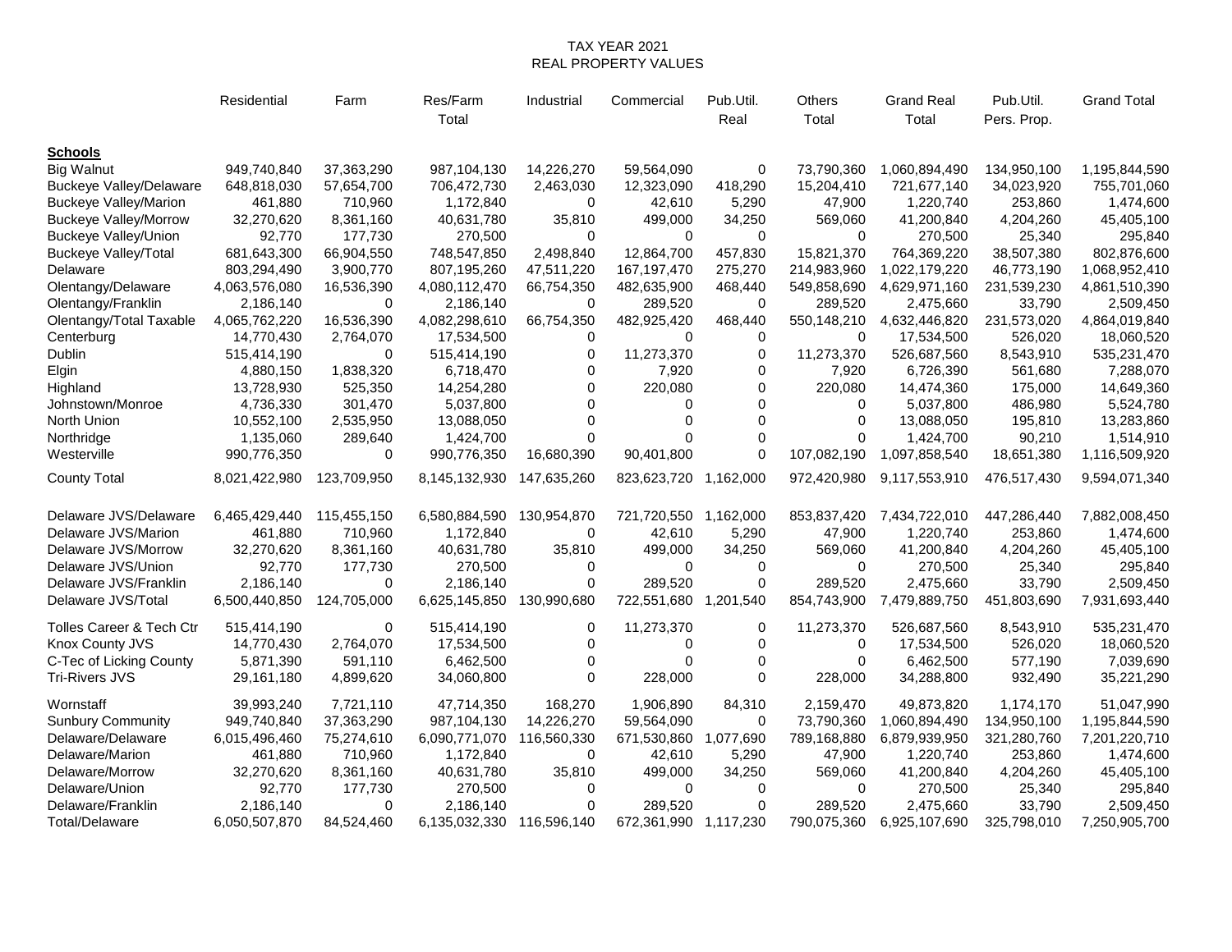TAX YEAR 2021

REAL PROPERTY VALUES

| | Residential | Farm | Res/Farm Total | Industrial | Commercial | Pub.Util. Real | Others Total | Grand Real Total | Pub.Util. Pers. Prop. | Grand Total |
|---|---|---|---|---|---|---|---|---|---|---|
| **Schools** | | | | | | | | | | |
| Big Walnut | 949,740,840 | 37,363,290 | 987,104,130 | 14,226,270 | 59,564,090 | 0 | 73,790,360 | 1,060,894,490 | 134,950,100 | 1,195,844,590 |
| Buckeye Valley/Delaware | 648,818,030 | 57,654,700 | 706,472,730 | 2,463,030 | 12,323,090 | 418,290 | 15,204,410 | 721,677,140 | 34,023,920 | 755,701,060 |
| Buckeye Valley/Marion | 461,880 | 710,960 | 1,172,840 | 0 | 42,610 | 5,290 | 47,900 | 1,220,740 | 253,860 | 1,474,600 |
| Buckeye Valley/Morrow | 32,270,620 | 8,361,160 | 40,631,780 | 35,810 | 499,000 | 34,250 | 569,060 | 41,200,840 | 4,204,260 | 45,405,100 |
| Buckeye Valley/Union | 92,770 | 177,730 | 270,500 | 0 | 0 | 0 | 0 | 270,500 | 25,340 | 295,840 |
| Buckeye Valley/Total | 681,643,300 | 66,904,550 | 748,547,850 | 2,498,840 | 12,864,700 | 457,830 | 15,821,370 | 764,369,220 | 38,507,380 | 802,876,600 |
| Delaware | 803,294,490 | 3,900,770 | 807,195,260 | 47,511,220 | 167,197,470 | 275,270 | 214,983,960 | 1,022,179,220 | 46,773,190 | 1,068,952,410 |
| Olentangy/Delaware | 4,063,576,080 | 16,536,390 | 4,080,112,470 | 66,754,350 | 482,635,900 | 468,440 | 549,858,690 | 4,629,971,160 | 231,539,230 | 4,861,510,390 |
| Olentangy/Franklin | 2,186,140 | 0 | 2,186,140 | 0 | 289,520 | 0 | 289,520 | 2,475,660 | 33,790 | 2,509,450 |
| Olentangy/Total Taxable | 4,065,762,220 | 16,536,390 | 4,082,298,610 | 66,754,350 | 482,925,420 | 468,440 | 550,148,210 | 4,632,446,820 | 231,573,020 | 4,864,019,840 |
| Centerburg | 14,770,430 | 2,764,070 | 17,534,500 | 0 | 0 | 0 | 0 | 17,534,500 | 526,020 | 18,060,520 |
| Dublin | 515,414,190 | 0 | 515,414,190 | 0 | 11,273,370 | 0 | 11,273,370 | 526,687,560 | 8,543,910 | 535,231,470 |
| Elgin | 4,880,150 | 1,838,320 | 6,718,470 | 0 | 7,920 | 0 | 7,920 | 6,726,390 | 561,680 | 7,288,070 |
| Highland | 13,728,930 | 525,350 | 14,254,280 | 0 | 220,080 | 0 | 220,080 | 14,474,360 | 175,000 | 14,649,360 |
| Johnstown/Monroe | 4,736,330 | 301,470 | 5,037,800 | 0 | 0 | 0 | 0 | 5,037,800 | 486,980 | 5,524,780 |
| North Union | 10,552,100 | 2,535,950 | 13,088,050 | 0 | 0 | 0 | 0 | 13,088,050 | 195,810 | 13,283,860 |
| Northridge | 1,135,060 | 289,640 | 1,424,700 | 0 | 0 | 0 | 0 | 1,424,700 | 90,210 | 1,514,910 |
| Westerville | 990,776,350 | 0 | 990,776,350 | 16,680,390 | 90,401,800 | 0 | 107,082,190 | 1,097,858,540 | 18,651,380 | 1,116,509,920 |
| County Total | 8,021,422,980 | 123,709,950 | 8,145,132,930 | 147,635,260 | 823,623,720 | 1,162,000 | 972,420,980 | 9,117,553,910 | 476,517,430 | 9,594,071,340 |
| Delaware JVS/Delaware | 6,465,429,440 | 115,455,150 | 6,580,884,590 | 130,954,870 | 721,720,550 | 1,162,000 | 853,837,420 | 7,434,722,010 | 447,286,440 | 7,882,008,450 |
| Delaware JVS/Marion | 461,880 | 710,960 | 1,172,840 | 0 | 42,610 | 5,290 | 47,900 | 1,220,740 | 253,860 | 1,474,600 |
| Delaware JVS/Morrow | 32,270,620 | 8,361,160 | 40,631,780 | 35,810 | 499,000 | 34,250 | 569,060 | 41,200,840 | 4,204,260 | 45,405,100 |
| Delaware JVS/Union | 92,770 | 177,730 | 270,500 | 0 | 0 | 0 | 0 | 270,500 | 25,340 | 295,840 |
| Delaware JVS/Franklin | 2,186,140 | 0 | 2,186,140 | 0 | 289,520 | 0 | 289,520 | 2,475,660 | 33,790 | 2,509,450 |
| Delaware JVS/Total | 6,500,440,850 | 124,705,000 | 6,625,145,850 | 130,990,680 | 722,551,680 | 1,201,540 | 854,743,900 | 7,479,889,750 | 451,803,690 | 7,931,693,440 |
| Tolles Career & Tech Ctr | 515,414,190 | 0 | 515,414,190 | 0 | 11,273,370 | 0 | 11,273,370 | 526,687,560 | 8,543,910 | 535,231,470 |
| Knox County JVS | 14,770,430 | 2,764,070 | 17,534,500 | 0 | 0 | 0 | 0 | 17,534,500 | 526,020 | 18,060,520 |
| C-Tec of Licking County | 5,871,390 | 591,110 | 6,462,500 | 0 | 0 | 0 | 0 | 6,462,500 | 577,190 | 7,039,690 |
| Tri-Rivers JVS | 29,161,180 | 4,899,620 | 34,060,800 | 0 | 228,000 | 0 | 228,000 | 34,288,800 | 932,490 | 35,221,290 |
| Wornstaff | 39,993,240 | 7,721,110 | 47,714,350 | 168,270 | 1,906,890 | 84,310 | 2,159,470 | 49,873,820 | 1,174,170 | 51,047,990 |
| Sunbury Community | 949,740,840 | 37,363,290 | 987,104,130 | 14,226,270 | 59,564,090 | 0 | 73,790,360 | 1,060,894,490 | 134,950,100 | 1,195,844,590 |
| Delaware/Delaware | 6,015,496,460 | 75,274,610 | 6,090,771,070 | 116,560,330 | 671,530,860 | 1,077,690 | 789,168,880 | 6,879,939,950 | 321,280,760 | 7,201,220,710 |
| Delaware/Marion | 461,880 | 710,960 | 1,172,840 | 0 | 42,610 | 5,290 | 47,900 | 1,220,740 | 253,860 | 1,474,600 |
| Delaware/Morrow | 32,270,620 | 8,361,160 | 40,631,780 | 35,810 | 499,000 | 34,250 | 569,060 | 41,200,840 | 4,204,260 | 45,405,100 |
| Delaware/Union | 92,770 | 177,730 | 270,500 | 0 | 0 | 0 | 0 | 270,500 | 25,340 | 295,840 |
| Delaware/Franklin | 2,186,140 | 0 | 2,186,140 | 0 | 289,520 | 0 | 289,520 | 2,475,660 | 33,790 | 2,509,450 |
| Total/Delaware | 6,050,507,870 | 84,524,460 | 6,135,032,330 | 116,596,140 | 672,361,990 | 1,117,230 | 790,075,360 | 6,925,107,690 | 325,798,010 | 7,250,905,700 |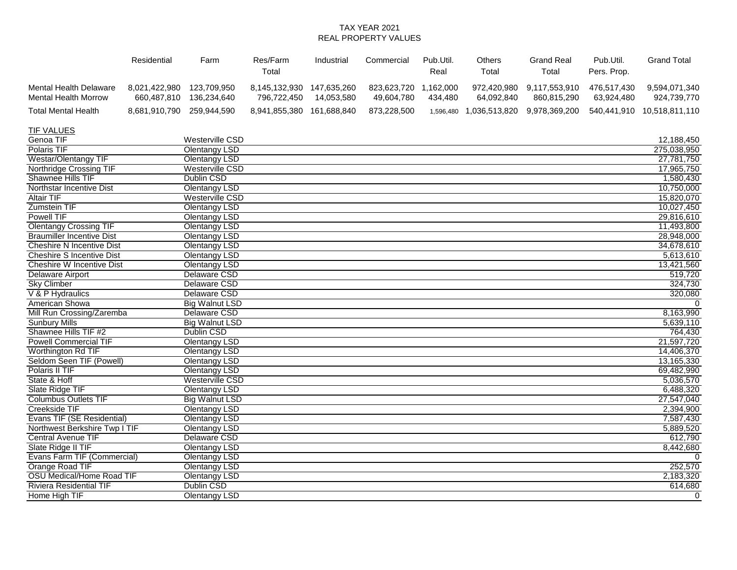# TAX YEAR 2021
## REAL PROPERTY VALUES

| | Residential | Farm | Res/Farm Total | Industrial | Commercial | Pub.Util. Real | Others Total | Grand Real Total | Pub.Util. Pers. Prop. | Grand Total |
|---|---|---|---|---|---|---|---|---|---|---|
| Mental Health Delaware | 8,021,422,980 | 123,709,950 | 8,145,132,930 | 147,635,260 | 823,623,720 | 1,162,000 | 972,420,980 | 9,117,553,910 | 476,517,430 | 9,594,071,340 |
| Mental Health Morrow | 660,487,810 | 136,234,640 | 796,722,450 | 14,053,580 | 49,604,780 | 434,480 | 64,092,840 | 860,815,290 | 63,924,480 | 924,739,770 |
| Total Mental Health | 8,681,910,790 | 259,944,590 | 8,941,855,380 | 161,688,840 | 873,228,500 | 1,596,480 | 1,036,513,820 | 9,978,369,200 | 540,441,910 | 10,518,811,110 |

| TIF VALUES | | |
|---|---|---|
| Genoa TIF | Westerville CSD | 12,188,450 |
| Polaris TIF | Olentangy LSD | 275,038,950 |
| Westar/Olentangy TIF | Olentangy LSD | 27,781,750 |
| Northridge Crossing TIF | Westerville CSD | 17,965,750 |
| Shawnee Hills TIF | Dublin CSD | 1,580,430 |
| Northstar Incentive Dist | Olentangy LSD | 10,750,000 |
| Altair TIF | Westerville CSD | 15,820,070 |
| Zumstein TIF | Olentangy LSD | 10,027,450 |
| Powell TIF | Olentangy LSD | 29,816,610 |
| Olentangy Crossing TIF | Olentangy LSD | 11,493,800 |
| Braumiller Incentive Dist | Olentangy LSD | 28,948,000 |
| Cheshire N Incentive Dist | Olentangy LSD | 34,678,610 |
| Cheshire S Incentive Dist | Olentangy LSD | 5,613,610 |
| Cheshire W Incentive Dist | Olentangy LSD | 13,421,560 |
| Delaware Airport | Delaware CSD | 519,720 |
| Sky Climber | Delaware CSD | 324,730 |
| V & P Hydraulics | Delaware CSD | 320,080 |
| American Showa | Big Walnut LSD | 0 |
| Mill Run Crossing/Zaremba | Delaware CSD | 8,163,990 |
| Sunbury Mills | Big Walnut LSD | 5,639,110 |
| Shawnee Hills TIF #2 | Dublin CSD | 764,430 |
| Powell Commercial TIF | Olentangy LSD | 21,597,720 |
| Worthington Rd TIF | Olentangy LSD | 14,406,370 |
| Seldom Seen TIF (Powell) | Olentangy LSD | 13,165,330 |
| Polaris II TIF | Olentangy LSD | 69,482,990 |
| State & Hoff | Westerville CSD | 5,036,570 |
| Slate Ridge TIF | Olentangy LSD | 6,488,320 |
| Columbus Outlets TIF | Big Walnut LSD | 27,547,040 |
| Creekside TIF | Olentangy LSD | 2,394,900 |
| Evans TIF (SE Residential) | Olentangy LSD | 7,587,430 |
| Northwest Berkshire Twp I TIF | Olentangy LSD | 5,889,520 |
| Central Avenue TIF | Delaware CSD | 612,790 |
| Slate Ridge II TIF | Olentangy LSD | 8,442,680 |
| Evans Farm TIF (Commercial) | Olentangy LSD | 0 |
| Orange Road TIF | Olentangy LSD | 252,570 |
| OSU Medical/Home Road TIF | Olentangy LSD | 2,183,320 |
| Riviera Residential TIF | Dublin CSD | 614,680 |
| Home High TIF | Olentangy LSD | 0 |